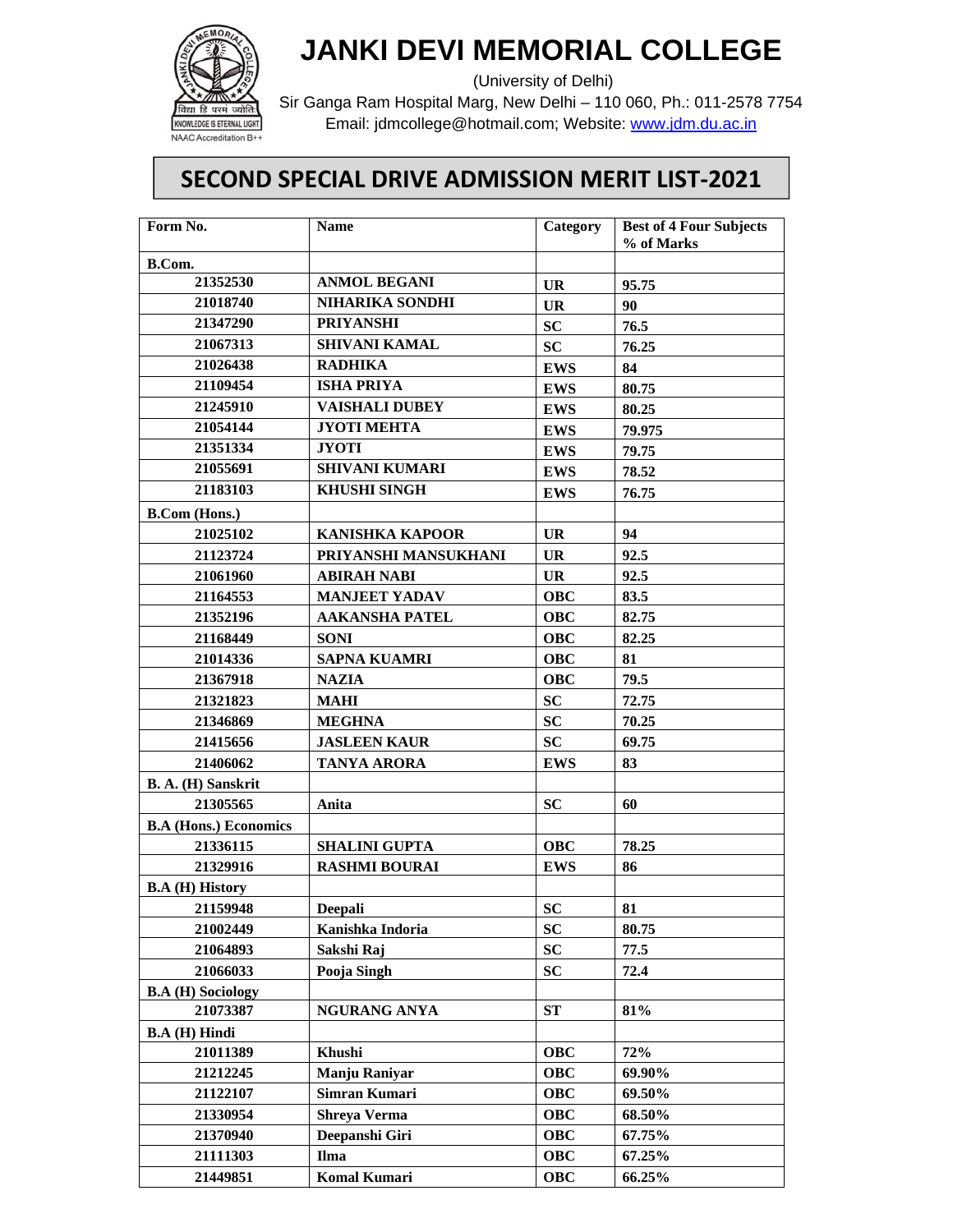# JANKI DEVI MEMORIAL COLLEGE

(University of Delhi)

Sir Ganga Ram Hospital Marg, New Delhi – 110 060, Ph.: 011-2578 7754

Email: jdmcollege@hotmail.com; Website: www.jdm.du.ac.in

## SECOND SPECIAL DRIVE ADMISSION MERIT LIST-2021

| Form No. | Name | Category | Best of 4 Four Subjects % of Marks |
|---|---|---|---|
| **B.Com.** | | | |
| 21352530 | ANMOL BEGANI | UR | 95.75 |
| 21018740 | NIHARIKA SONDHI | UR | 90 |
| 21347290 | PRIYANSHI | SC | 76.5 |
| 21067313 | SHIVANI KAMAL | SC | 76.25 |
| 21026438 | RADHIKA | EWS | 84 |
| 21109454 | ISHA PRIYA | EWS | 80.75 |
| 21245910 | VAISHALI DUBEY | EWS | 80.25 |
| 21054144 | JYOTI MEHTA | EWS | 79.975 |
| 21351334 | JYOTI | EWS | 79.75 |
| 21055691 | SHIVANI KUMARI | EWS | 78.52 |
| 21183103 | KHUSHI SINGH | EWS | 76.75 |
| **B.Com (Hons.)** | | | |
| 21025102 | KANISHKA KAPOOR | UR | 94 |
| 21123724 | PRIYANSHI MANSUKHANI | UR | 92.5 |
| 21061960 | ABIRAH NABI | UR | 92.5 |
| 21164553 | MANJEET YADAV | OBC | 83.5 |
| 21352196 | AAKANSHA PATEL | OBC | 82.75 |
| 21168449 | SONI | OBC | 82.25 |
| 21014336 | SAPNA KUAMRI | OBC | 81 |
| 21367918 | NAZIA | OBC | 79.5 |
| 21321823 | MAHI | SC | 72.75 |
| 21346869 | MEGHNA | SC | 70.25 |
| 21415656 | JASLEEN KAUR | SC | 69.75 |
| 21406062 | TANYA ARORA | EWS | 83 |
| **B. A. (H) Sanskrit** | | | |
| 21305565 | Anita | SC | 60 |
| **B.A (Hons.) Economics** | | | |
| 21336115 | SHALINI GUPTA | OBC | 78.25 |
| 21329916 | RASHMI BOURAI | EWS | 86 |
| **B.A (H) History** | | | |
| 21159948 | Deepali | SC | 81 |
| 21002449 | Kanishka Indoria | SC | 80.75 |
| 21064893 | Sakshi Raj | SC | 77.5 |
| 21066033 | Pooja Singh | SC | 72.4 |
| **B.A (H) Sociology** | | | |
| 21073387 | NGURANG ANYA | ST | 81% |
| **B.A (H) Hindi** | | | |
| 21011389 | Khushi | OBC | 72% |
| 21212245 | Manju Raniyar | OBC | 69.90% |
| 21122107 | Simran Kumari | OBC | 69.50% |
| 21330954 | Shreya Verma | OBC | 68.50% |
| 21370940 | Deepanshi Giri | OBC | 67.75% |
| 21111303 | Ilma | OBC | 67.25% |
| 21449851 | Komal Kumari | OBC | 66.25% |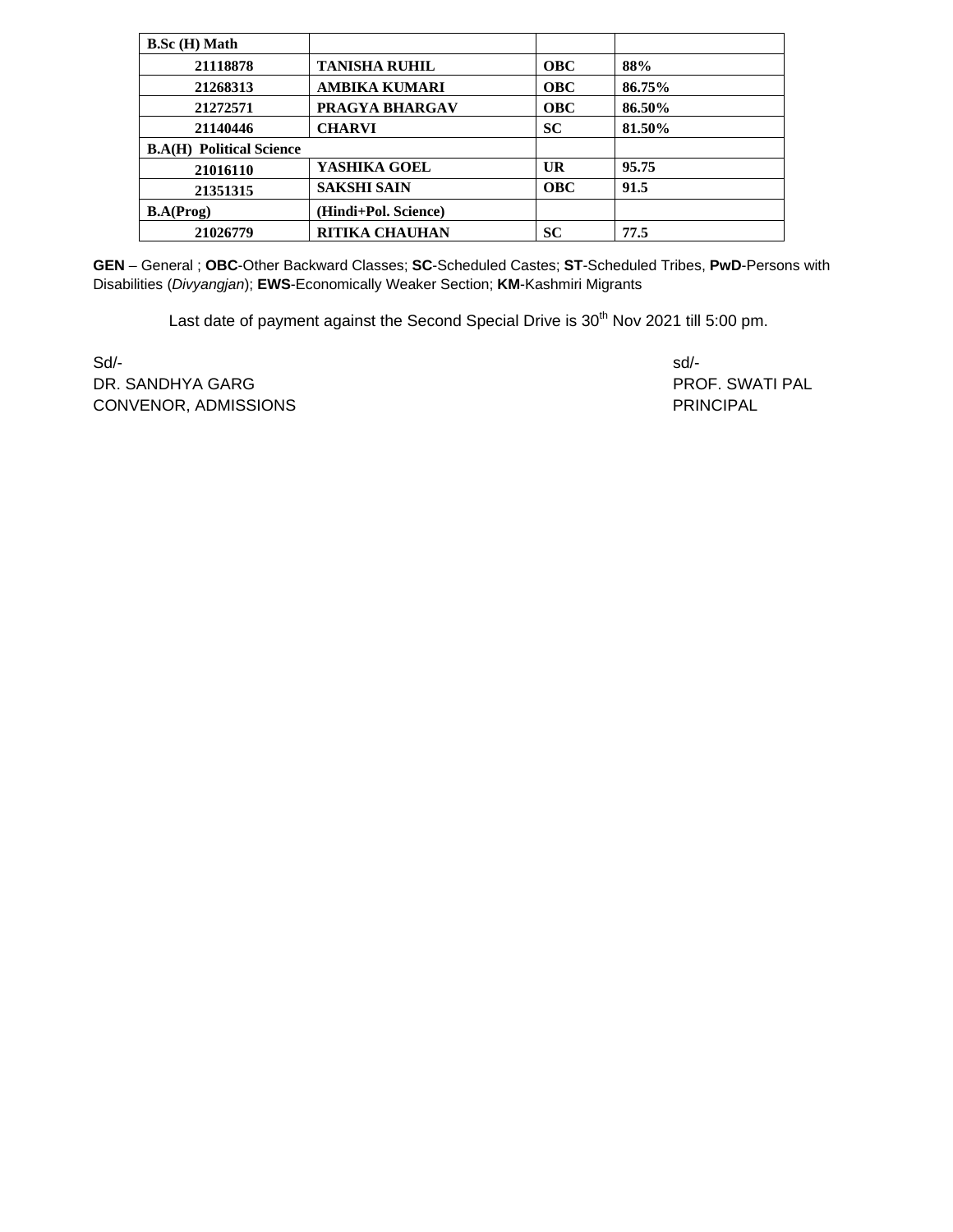| | | | |
|---|---|---|---|
| **B.Sc (H) Math** | | | |
| **21118878** | **TANISHA RUHIL** | **OBC** | **88%** |
| **21268313** | **AMBIKA KUMARI** | **OBC** | **86.75%** |
| **21272571** | **PRAGYA BHARGAV** | **OBC** | **86.50%** |
| **21140446** | **CHARVI** | **SC** | **81.50%** |
| **B.A(H) Political Science** | | | |
| **21016110** | **YASHIKA GOEL** | **UR** | **95.75** |
| **21351315** | **SAKSHI SAIN** | **OBC** | **91.5** |
| **B.A(Prog)** | **(Hindi+Pol. Science)** | | |
| **21026779** | **RITIKA CHAUHAN** | **SC** | **77.5** |

**GEN** – General ; **OBC**-Other Backward Classes; **SC**-Scheduled Castes; **ST**-Scheduled Tribes, **PwD**-Persons with Disabilities (*Divyangjan*); **EWS**-Economically Weaker Section; **KM**-Kashmiri Migrants

Last date of payment against the Second Special Drive is 30th Nov 2021 till 5:00 pm.

Sd/-
DR. SANDHYA GARG
CONVENOR, ADMISSIONS

sd/-
PROF. SWATI PAL
PRINCIPAL